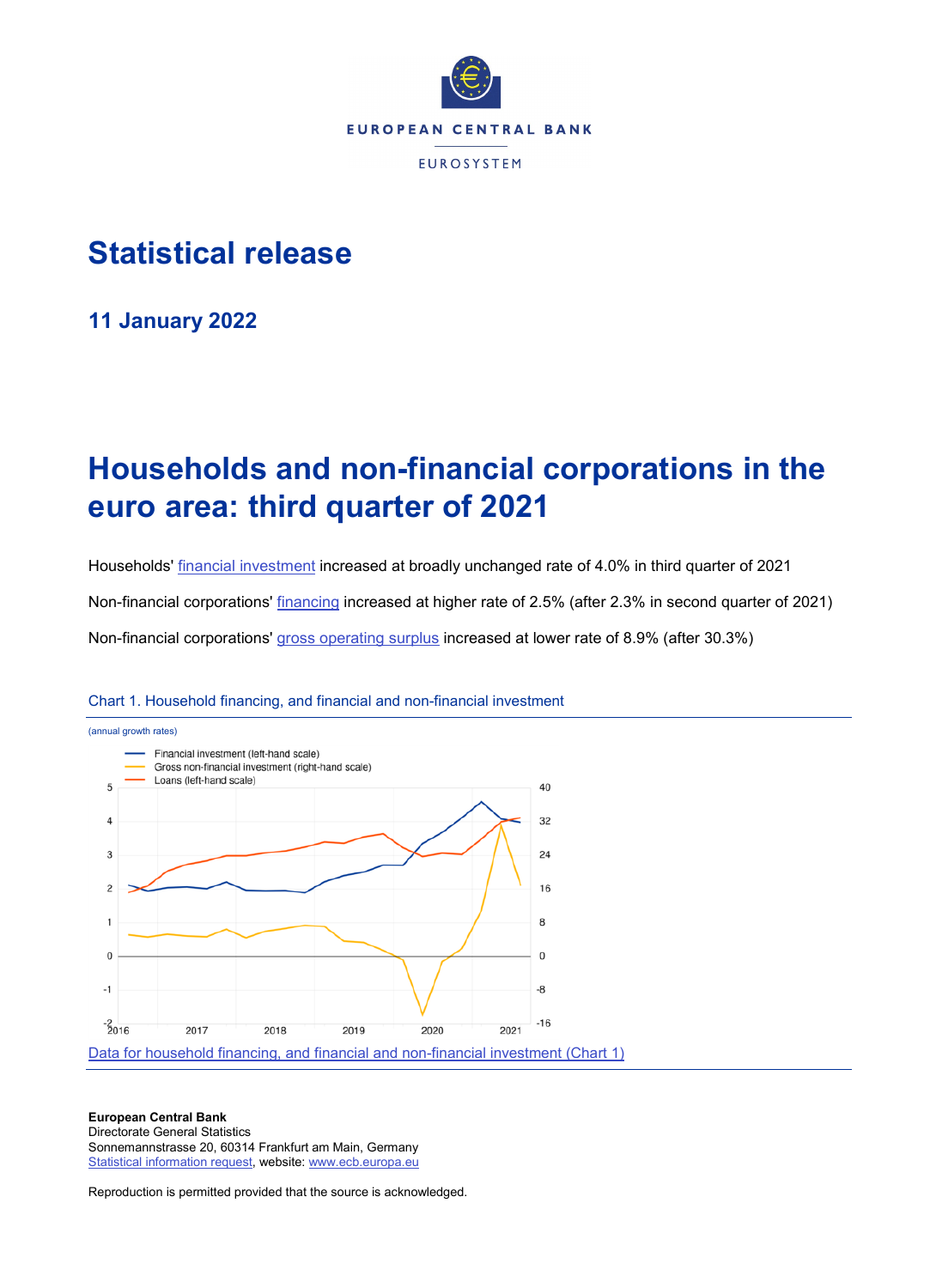EUROPEAN CENTRAL BANK

EUROSYSTEM

# Statistical release

**11 January 2022**

# Households and non-financial corporations in the euro area: third quarter of 2021

Households' financial investment increased at broadly unchanged rate of 4.0% in third quarter of 2021

Non-financial corporations' financing increased at higher rate of 2.5% (after 2.3% in second quarter of 2021)

Non-financial corporations' gross operating surplus increased at lower rate of 8.9% (after 30.3%)

Chart 1. Household financing, and financial and non-financial investment

(annual growth rates)

Data for household financing, and financial and non-financial investment (Chart 1)

**European Central Bank**
Directorate General Statistics
Sonnemannstrasse 20, 60314 Frankfurt am Main, Germany
Statistical information request, website: www.ecb.europa.eu

Reproduction is permitted provided that the source is acknowledged.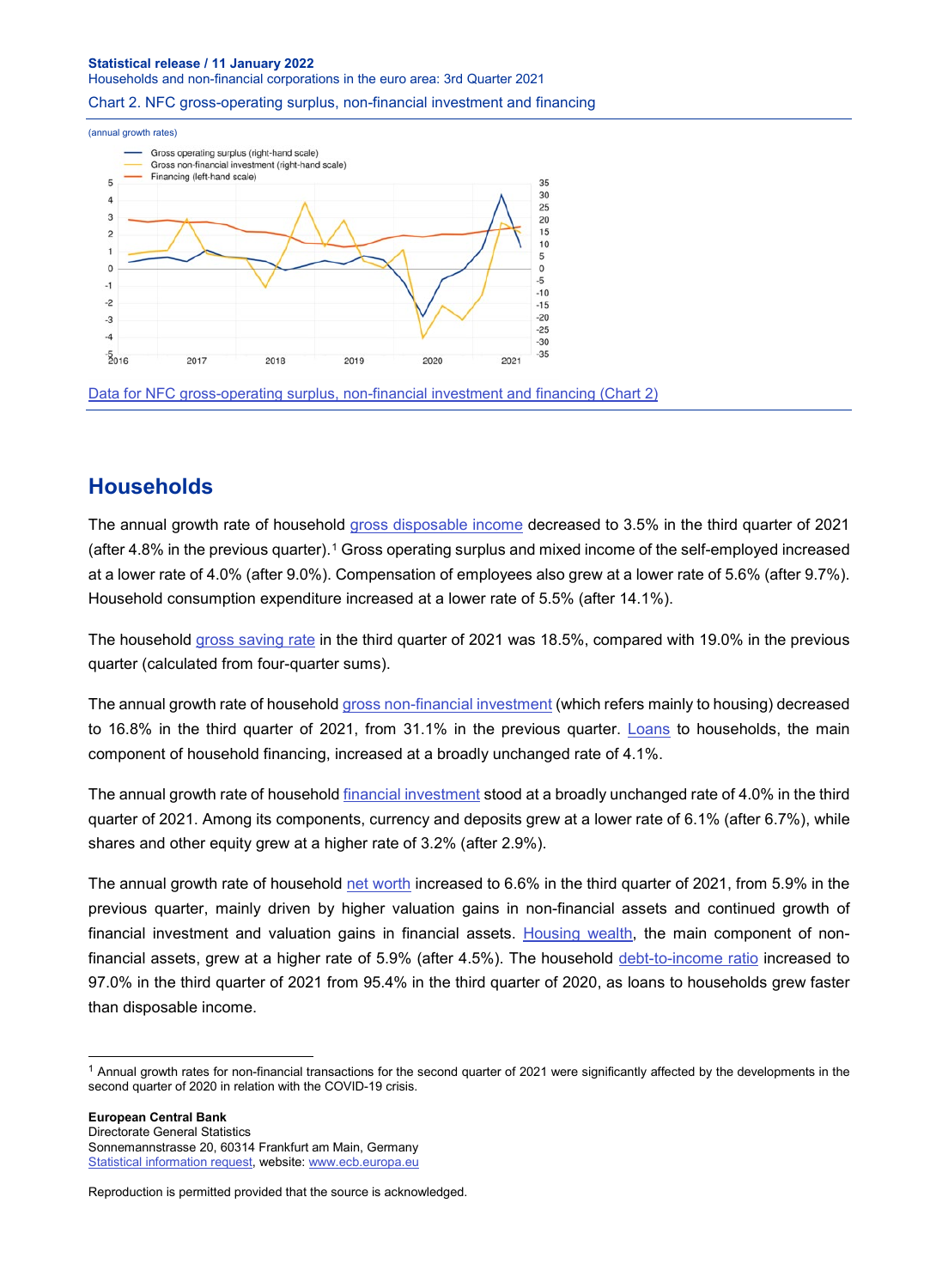Chart 2. NFC gross-operating surplus, non-financial investment and financing

(annual growth rates)

- Gross operating surplus (right-hand scale)
- Gross non-financial investment (right-hand scale)
- Financing (left-hand scale)

[Data for NFC gross-operating surplus, non-financial investment and financing (Chart 2)]

## Households

The annual growth rate of household gross disposable income decreased to 3.5% in the third quarter of 2021 (after 4.8% in the previous quarter).[1] Gross operating surplus and mixed income of the self-employed increased at a lower rate of 4.0% (after 9.0%). Compensation of employees also grew at a lower rate of 5.6% (after 9.7%). Household consumption expenditure increased at a lower rate of 5.5% (after 14.1%).

The household gross saving rate in the third quarter of 2021 was 18.5%, compared with 19.0% in the previous quarter (calculated from four-quarter sums).

The annual growth rate of household gross non-financial investment (which refers mainly to housing) decreased to 16.8% in the third quarter of 2021, from 31.1% in the previous quarter. Loans to households, the main component of household financing, increased at a broadly unchanged rate of 4.1%.

The annual growth rate of household financial investment stood at a broadly unchanged rate of 4.0% in the third quarter of 2021. Among its components, currency and deposits grew at a lower rate of 6.1% (after 6.7%), while shares and other equity grew at a higher rate of 3.2% (after 2.9%).

The annual growth rate of household net worth increased to 6.6% in the third quarter of 2021, from 5.9% in the previous quarter, mainly driven by higher valuation gains in non-financial assets and continued growth of financial investment and valuation gains in financial assets. Housing wealth, the main component of non-financial assets, grew at a higher rate of 5.9% (after 4.5%). The household debt-to-income ratio increased to 97.0% in the third quarter of 2021 from 95.4% in the third quarter of 2020, as loans to households grew faster than disposable income.

[1] Annual growth rates for non-financial transactions for the second quarter of 2021 were significantly affected by the developments in the second quarter of 2020 in relation with the COVID-19 crisis.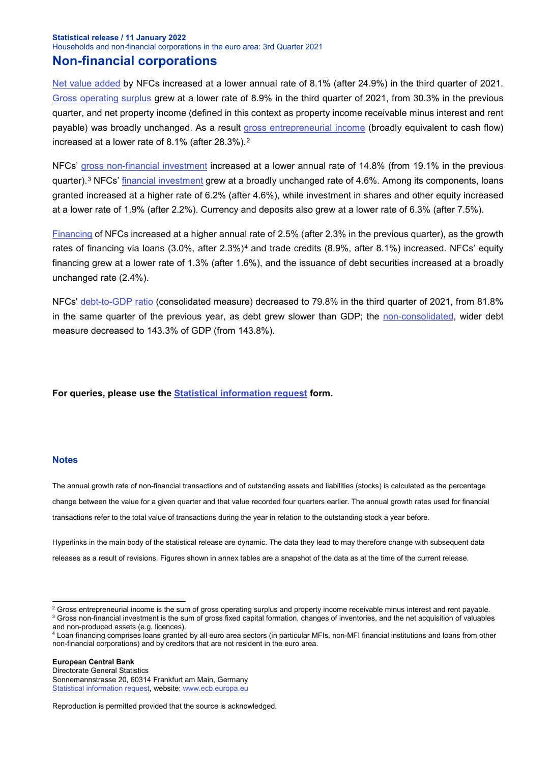## Non-financial corporations

Net value added by NFCs increased at a lower annual rate of 8.1% (after 24.9%) in the third quarter of 2021. Gross operating surplus grew at a lower rate of 8.9% in the third quarter of 2021, from 30.3% in the previous quarter, and net property income (defined in this context as property income receivable minus interest and rent payable) was broadly unchanged. As a result gross entrepreneurial income (broadly equivalent to cash flow) increased at a lower rate of 8.1% (after 28.3%).[2]

NFCs' gross non-financial investment increased at a lower annual rate of 14.8% (from 19.1% in the previous quarter).[3] NFCs' financial investment grew at a broadly unchanged rate of 4.6%. Among its components, loans granted increased at a higher rate of 6.2% (after 4.6%), while investment in shares and other equity increased at a lower rate of 1.9% (after 2.2%). Currency and deposits also grew at a lower rate of 6.3% (after 7.5%).

Financing of NFCs increased at a higher annual rate of 2.5% (after 2.3% in the previous quarter), as the growth rates of financing via loans (3.0%, after 2.3%)[4] and trade credits (8.9%, after 8.1%) increased. NFCs' equity financing grew at a lower rate of 1.3% (after 1.6%), and the issuance of debt securities increased at a broadly unchanged rate (2.4%).

NFCs' debt-to-GDP ratio (consolidated measure) decreased to 79.8% in the third quarter of 2021, from 81.8% in the same quarter of the previous year, as debt grew slower than GDP; the non-consolidated, wider debt measure decreased to 143.3% of GDP (from 143.8%).

**For queries, please use the Statistical information request form.**

### Notes

The annual growth rate of non-financial transactions and of outstanding assets and liabilities (stocks) is calculated as the percentage change between the value for a given quarter and that value recorded four quarters earlier. The annual growth rates used for financial transactions refer to the total value of transactions during the year in relation to the outstanding stock a year before.

Hyperlinks in the main body of the statistical release are dynamic. The data they lead to may therefore change with subsequent data releases as a result of revisions. Figures shown in annex tables are a snapshot of the data as at the time of the current release.

[2] Gross entrepreneurial income is the sum of gross operating surplus and property income receivable minus interest and rent payable.
[3] Gross non-financial investment is the sum of gross fixed capital formation, changes of inventories, and the net acquisition of valuables and non-produced assets (e.g. licences).
[4] Loan financing comprises loans granted by all euro area sectors (in particular MFIs, non-MFI financial institutions and loans from other non-financial corporations) and by creditors that are not resident in the euro area.

**European Central Bank**
Directorate General Statistics
Sonnemannstrasse 20, 60314 Frankfurt am Main, Germany
Statistical information request, website: www.ecb.europa.eu

Reproduction is permitted provided that the source is acknowledged.